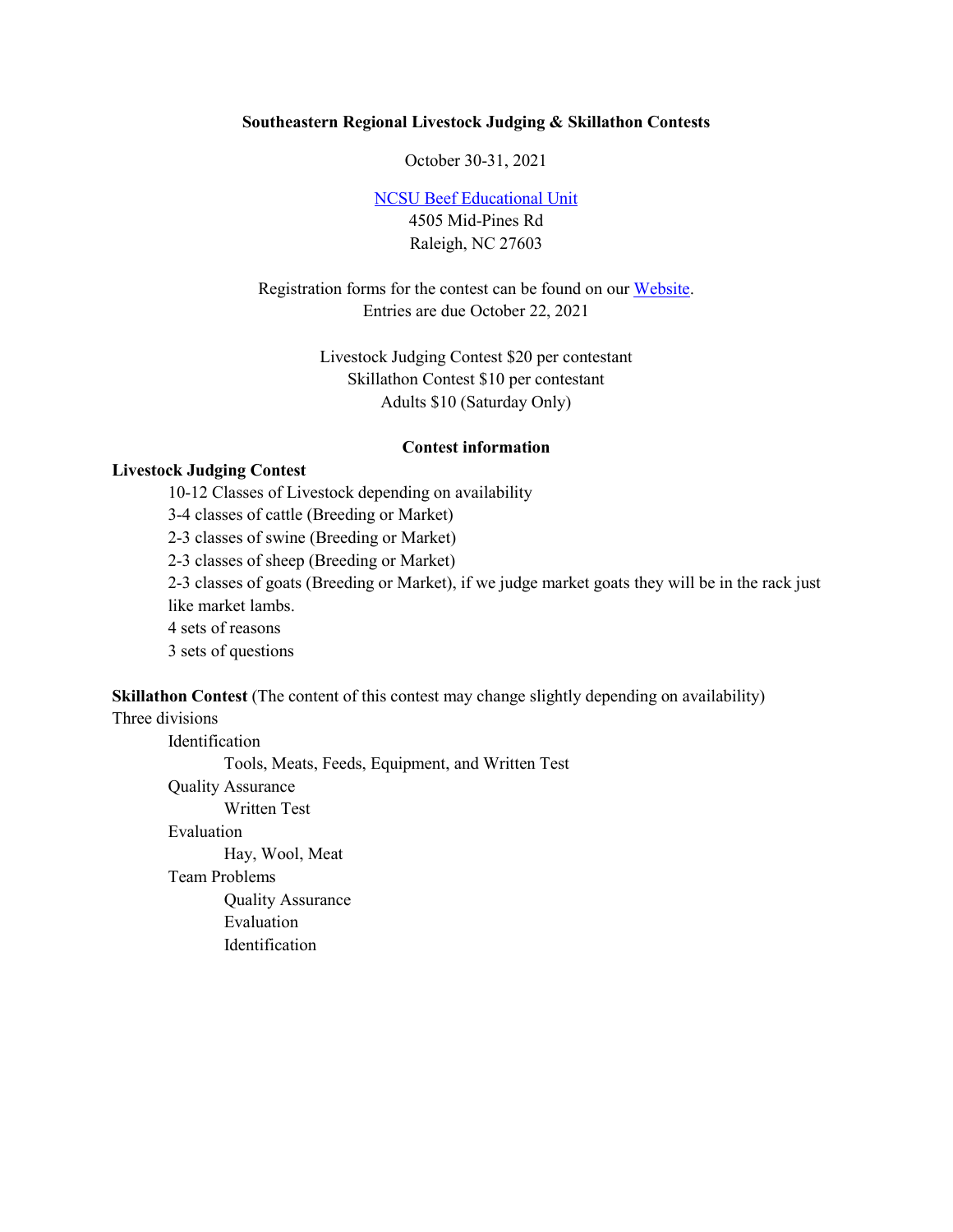# Southeastern Regional Livestock Judging & Skillathon Contests

October 30-31, 2021

[NCSU Beef Educational Unit]
4505 Mid-Pines Rd
Raleigh, NC 27603

Registration forms for the contest can be found on our [Website].
Entries are due October 22, 2021

Livestock Judging Contest $20 per contestant
Skillathon Contest $10 per contestant
Adults $10 (Saturday Only)

## Contest information

**Livestock Judging Contest**

- 10-12 Classes of Livestock depending on availability
- 3-4 classes of cattle (Breeding or Market)
- 2-3 classes of swine (Breeding or Market)
- 2-3 classes of sheep (Breeding or Market)
- 2-3 classes of goats (Breeding or Market), if we judge market goats they will be in the rack just like market lambs.
- 4 sets of reasons
- 3 sets of questions

**Skillathon Contest** (The content of this contest may change slightly depending on availability)

Three divisions

- Identification
  - Tools, Meats, Feeds, Equipment, and Written Test
- Quality Assurance
  - Written Test
- Evaluation
  - Hay, Wool, Meat
- Team Problems
  - Quality Assurance
  - Evaluation
  - Identification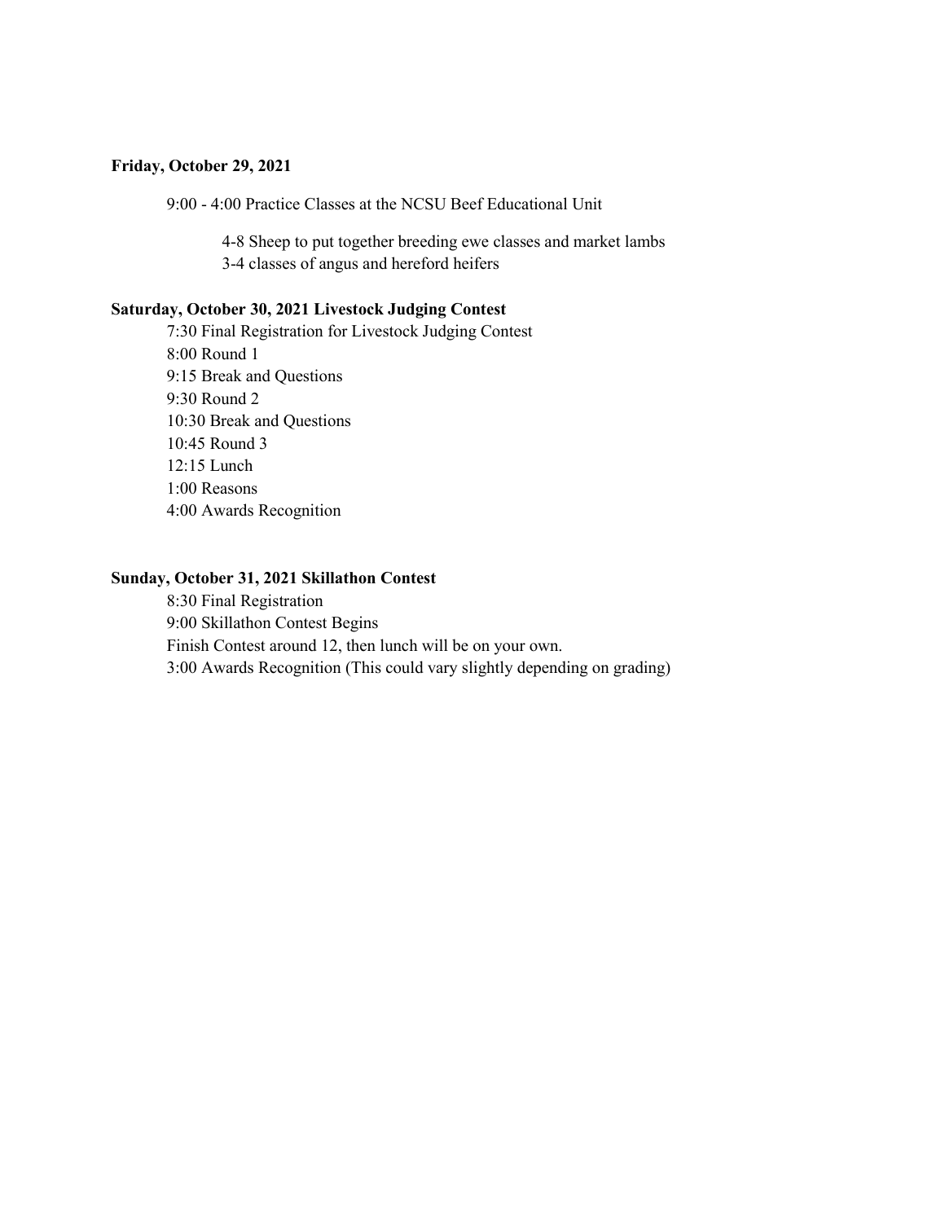**Friday, October 29, 2021**

9:00 - 4:00 Practice Classes at the NCSU Beef Educational Unit

- 4-8 Sheep to put together breeding ewe classes and market lambs
- 3-4 classes of angus and hereford heifers

**Saturday, October 30, 2021 Livestock Judging Contest**

7:30 Final Registration for Livestock Judging Contest
8:00 Round 1
9:15 Break and Questions
9:30 Round 2
10:30 Break and Questions
10:45 Round 3
12:15 Lunch
1:00 Reasons
4:00 Awards Recognition

**Sunday, October 31, 2021 Skillathon Contest**

8:30 Final Registration
9:00 Skillathon Contest Begins
Finish Contest around 12, then lunch will be on your own.
3:00 Awards Recognition (This could vary slightly depending on grading)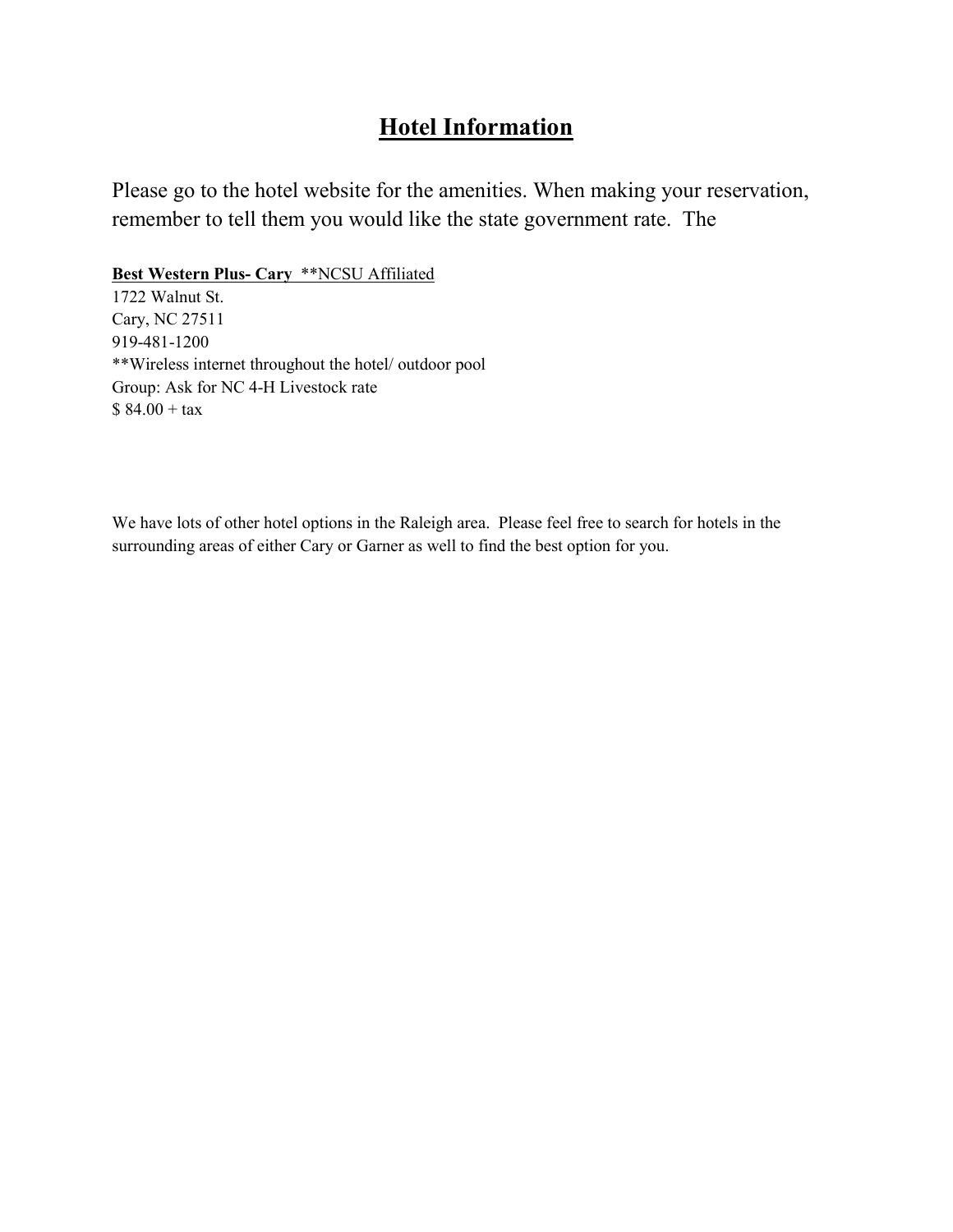# Hotel Information

Please go to the hotel website for the amenities. When making your reservation, remember to tell them you would like the state government rate.  The

**Best Western Plus- Cary**  **NCSU Affiliated

1722 Walnut St.
Cary, NC 27511
919-481-1200
**Wireless internet throughout the hotel/ outdoor pool
Group: Ask for NC 4-H Livestock rate
$ 84.00 + tax

We have lots of other hotel options in the Raleigh area.  Please feel free to search for hotels in the surrounding areas of either Cary or Garner as well to find the best option for you.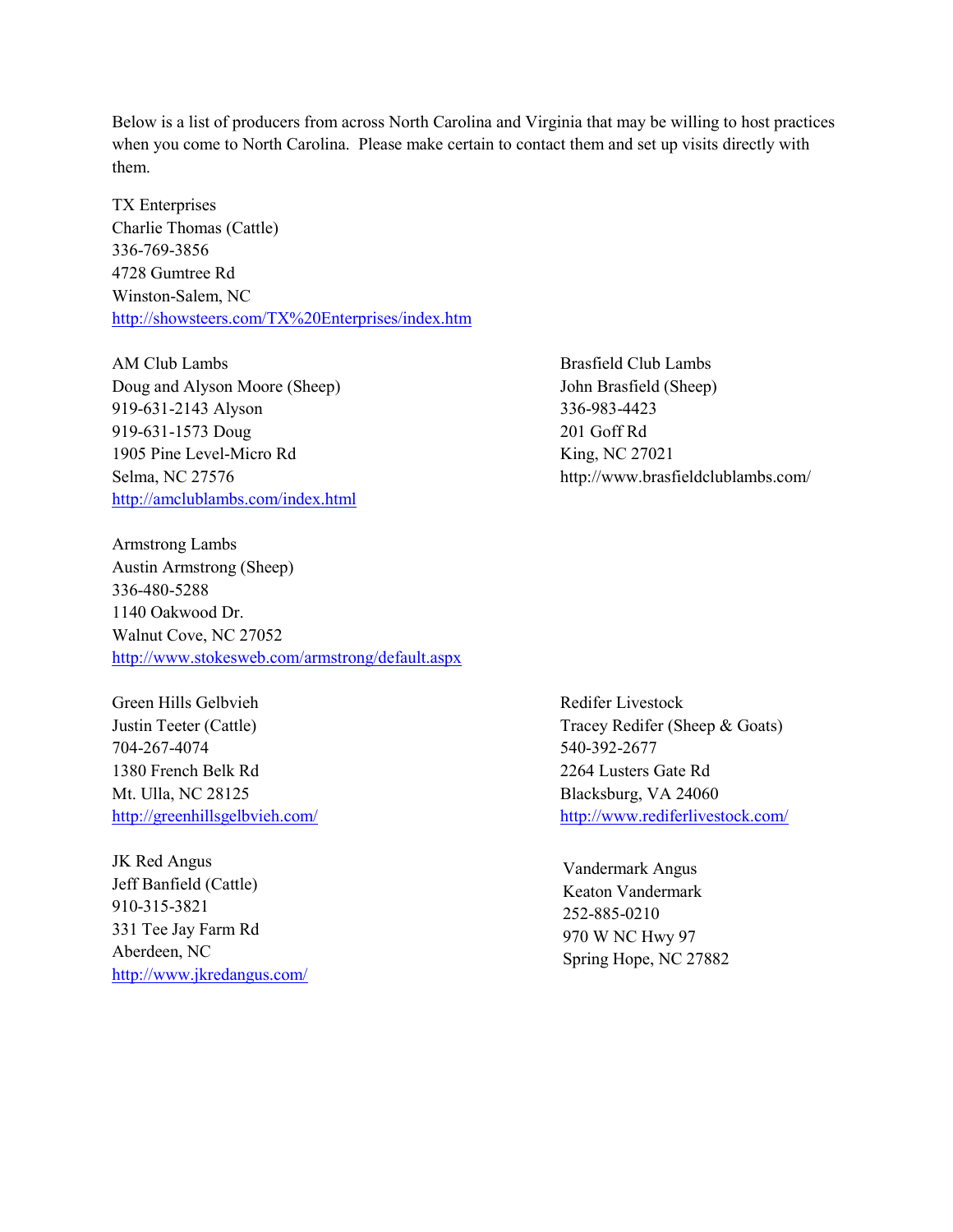Below is a list of producers from across North Carolina and Virginia that may be willing to host practices when you come to North Carolina. Please make certain to contact them and set up visits directly with them.

TX Enterprises
Charlie Thomas (Cattle)
336-769-3856
4728 Gumtree Rd
Winston-Salem, NC
http://showsteers.com/TX%20Enterprises/index.htm

AM Club Lambs
Doug and Alyson Moore (Sheep)
919-631-2143 Alyson
919-631-1573 Doug
1905 Pine Level-Micro Rd
Selma, NC 27576
http://amclublambs.com/index.html

Brasfield Club Lambs
John Brasfield (Sheep)
336-983-4423
201 Goff Rd
King, NC 27021
http://www.brasfieldclublambs.com/

Armstrong Lambs
Austin Armstrong (Sheep)
336-480-5288
1140 Oakwood Dr.
Walnut Cove, NC 27052
http://www.stokesweb.com/armstrong/default.aspx

Green Hills Gelbvieh
Justin Teeter (Cattle)
704-267-4074
1380 French Belk Rd
Mt. Ulla, NC 28125
http://greenhillsgelbvieh.com/

Redifer Livestock
Tracey Redifer (Sheep & Goats)
540-392-2677
2264 Lusters Gate Rd
Blacksburg, VA 24060
http://www.rediferlivestock.com/

JK Red Angus
Jeff Banfield (Cattle)
910-315-3821
331 Tee Jay Farm Rd
Aberdeen, NC
http://www.jkredangus.com/

Vandermark Angus
Keaton Vandermark
252-885-0210
970 W NC Hwy 97
Spring Hope, NC 27882